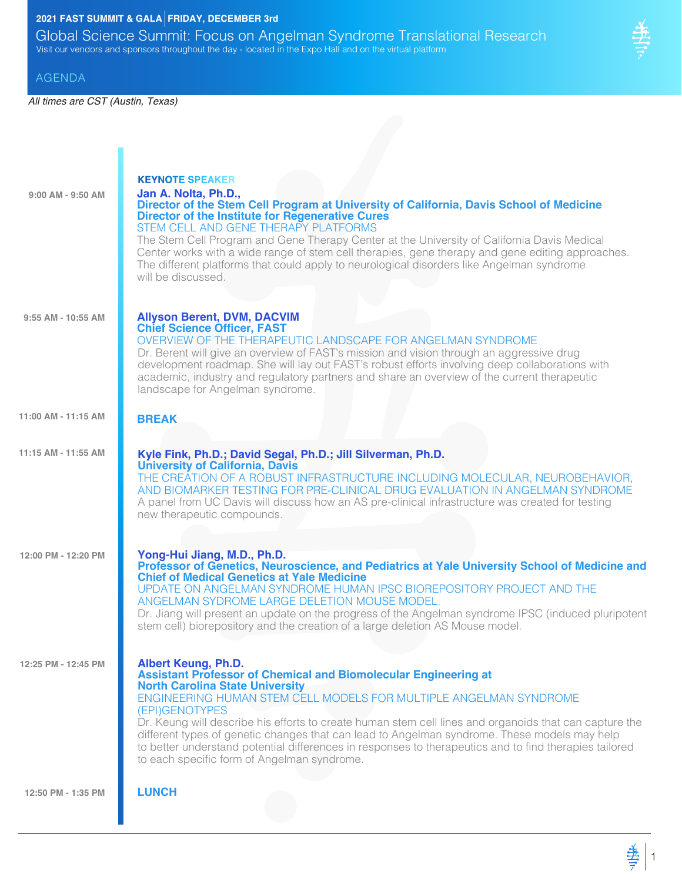**2021 FAST SUMMIT & GALA | FRIDAY, DECEMBER 3rd**

# Global Science Summit: Focus on Angelman Syndrome Translational Research

Visit our vendors and sponsors throughout the day - located in the Expo Hall and on the virtual platform

## AGENDA

*All times are CST (Austin, Texas)*

**9:00 AM - 9:50 AM**

**KEYNOTE SPEAKER**

**Jan A. Nolta, Ph.D.,**
**Director of the Stem Cell Program at University of California, Davis School of Medicine**
**Director of the Institute for Regenerative Cures**

STEM CELL AND GENE THERAPY PLATFORMS

The Stem Cell Program and Gene Therapy Center at the University of California Davis Medical Center works with a wide range of stem cell therapies, gene therapy and gene editing approaches. The different platforms that could apply to neurological disorders like Angelman syndrome will be discussed.

**9:55 AM - 10:55 AM**

**Allyson Berent, DVM, DACVIM**
**Chief Science Officer, FAST**

OVERVIEW OF THE THERAPEUTIC LANDSCAPE FOR ANGELMAN SYNDROME

Dr. Berent will give an overview of FAST's mission and vision through an aggressive drug development roadmap. She will lay out FAST's robust efforts involving deep collaborations with academic, industry and regulatory partners and share an overview of the current therapeutic landscape for Angelman syndrome.

**11:00 AM - 11:15 AM**

**BREAK**

**11:15 AM - 11:55 AM**

**Kyle Fink, Ph.D.; David Segal, Ph.D.; Jill Silverman, Ph.D.**
**University of California, Davis**

THE CREATION OF A ROBUST INFRASTRUCTURE INCLUDING MOLECULAR, NEUROBEHAVIOR, AND BIOMARKER TESTING FOR PRE-CLINICAL DRUG EVALUATION IN ANGELMAN SYNDROME

A panel from UC Davis will discuss how an AS pre-clinical infrastructure was created for testing new therapeutic compounds.

**12:00 PM - 12:20 PM**

**Yong-Hui Jiang, M.D., Ph.D.**
**Professor of Genetics, Neuroscience, and Pediatrics at Yale University School of Medicine and Chief of Medical Genetics at Yale Medicine**

UPDATE ON ANGELMAN SYNDROME HUMAN IPSC BIOREPOSITORY PROJECT AND THE ANGELMAN SYDROME LARGE DELETION MOUSE MODEL.

Dr. Jiang will present an update on the progress of the Angelman syndrome IPSC (induced pluripotent stem cell) biorepository and the creation of a large deletion AS Mouse model.

**12:25 PM - 12:45 PM**

**Albert Keung, Ph.D.**
**Assistant Professor of Chemical and Biomolecular Engineering at North Carolina State University**

ENGINEERING HUMAN STEM CELL MODELS FOR MULTIPLE ANGELMAN SYNDROME (EPI)GENOTYPES

Dr. Keung will describe his efforts to create human stem cell lines and organoids that can capture the different types of genetic changes that can lead to Angelman syndrome. These models may help to better understand potential differences in responses to therapeutics and to find therapies tailored to each specific form of Angelman syndrome.

**12:50 PM - 1:35 PM**

**LUNCH**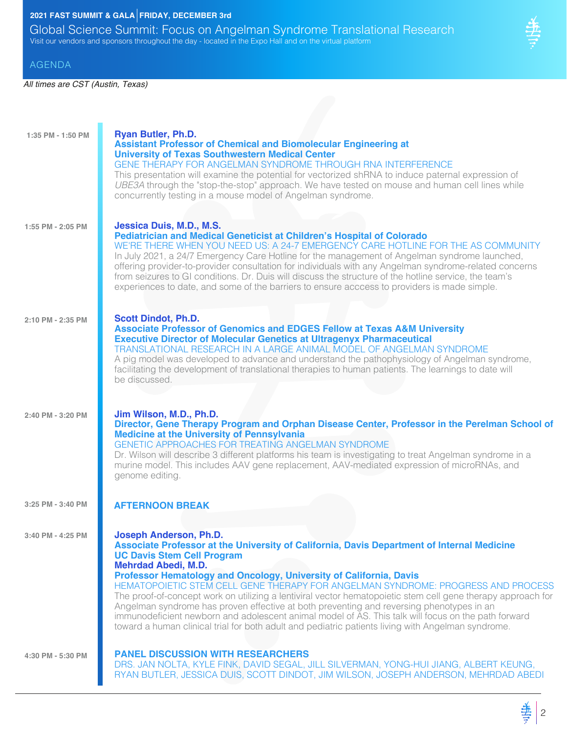**2021 FAST SUMMIT & GALA | FRIDAY, DECEMBER 3rd**

# Global Science Summit: Focus on Angelman Syndrome Translational Research

Visit our vendors and sponsors throughout the day - located in the Expo Hall and on the virtual platform

## AGENDA

*All times are CST (Austin, Texas)*

**1:35 PM - 1:50 PM**

**Ryan Butler, Ph.D.**
**Assistant Professor of Chemical and Biomolecular Engineering at University of Texas Southwestern Medical Center**
GENE THERAPY FOR ANGELMAN SYNDROME THROUGH RNA INTERFERENCE
This presentation will examine the potential for vectorized shRNA to induce paternal expression of *UBE3A* through the "stop-the-stop" approach. We have tested on mouse and human cell lines while concurrently testing in a mouse model of Angelman syndrome.

**1:55 PM - 2:05 PM**

**Jessica Duis, M.D., M.S.**
**Pediatrician and Medical Geneticist at Children's Hospital of Colorado**
WE'RE THERE WHEN YOU NEED US: A 24-7 EMERGENCY CARE HOTLINE FOR THE AS COMMUNITY
In July 2021, a 24/7 Emergency Care Hotline for the management of Angelman syndrome launched, offering provider-to-provider consultation for individuals with any Angelman syndrome-related concerns from seizures to GI conditions. Dr. Duis will discuss the structure of the hotline service, the team's experiences to date, and some of the barriers to ensure acccess to providers is made simple.

**2:10 PM - 2:35 PM**

**Scott Dindot, Ph.D.**
**Associate Professor of Genomics and EDGES Fellow at Texas A&M University**
**Executive Director of Molecular Genetics at Ultragenyx Pharmaceutical**
TRANSLATIONAL RESEARCH IN A LARGE ANIMAL MODEL OF ANGELMAN SYNDROME
A pig model was developed to advance and understand the pathophysiology of Angelman syndrome, facilitating the development of translational therapies to human patients. The learnings to date will be discussed.

**2:40 PM - 3:20 PM**

**Jim Wilson, M.D., Ph.D.**
**Director, Gene Therapy Program and Orphan Disease Center, Professor in the Perelman School of Medicine at the University of Pennsylvania**
GENETIC APPROACHES FOR TREATING ANGELMAN SYNDROME
Dr. Wilson will describe 3 different platforms his team is investigating to treat Angelman syndrome in a murine model. This includes AAV gene replacement, AAV-mediated expression of microRNAs, and genome editing.

**3:25 PM - 3:40 PM**

**AFTERNOON BREAK**

**3:40 PM - 4:25 PM**

**Joseph Anderson, Ph.D.**
**Associate Professor at the University of California, Davis Department of Internal Medicine UC Davis Stem Cell Program**
**Mehrdad Abedi, M.D.**
**Professor Hematology and Oncology, University of California, Davis**
HEMATOPOIETIC STEM CELL GENE THERAPY FOR ANGELMAN SYNDROME: PROGRESS AND PROCESS
The proof-of-concept work on utilizing a lentiviral vector hematopoietic stem cell gene therapy approach for Angelman syndrome has proven effective at both preventing and reversing phenotypes in an immunodeficient newborn and adolescent animal model of AS. This talk will focus on the path forward toward a human clinical trial for both adult and pediatric patients living with Angelman syndrome.

**4:30 PM - 5:30 PM**

**PANEL DISCUSSION WITH RESEARCHERS**
DRS. JAN NOLTA, KYLE FINK, DAVID SEGAL, JILL SILVERMAN, YONG-HUI JIANG, ALBERT KEUNG, RYAN BUTLER, JESSICA DUIS, SCOTT DINDOT, JIM WILSON, JOSEPH ANDERSON, MEHRDAD ABEDI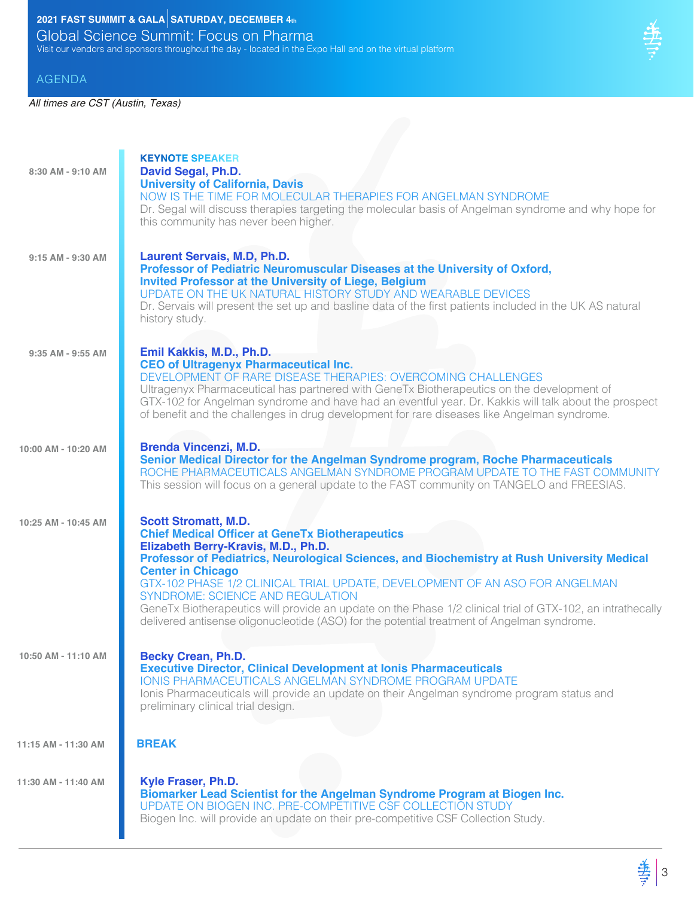**2021 FAST SUMMIT & GALA | SATURDAY, DECEMBER 4th**

# Global Science Summit: Focus on Pharma

Visit our vendors and sponsors throughout the day - located in the Expo Hall and on the virtual platform

## AGENDA

*All times are CST (Austin, Texas)*

**8:30 AM - 9:10 AM**

**KEYNOTE SPEAKER**
**David Segal, Ph.D.**
**University of California, Davis**
NOW IS THE TIME FOR MOLECULAR THERAPIES FOR ANGELMAN SYNDROME
Dr. Segal will discuss therapies targeting the molecular basis of Angelman syndrome and why hope for this community has never been higher.

**9:15 AM - 9:30 AM**

**Laurent Servais, M.D, Ph.D.**
**Professor of Pediatric Neuromuscular Diseases at the University of Oxford, Invited Professor at the University of Liege, Belgium**
UPDATE ON THE UK NATURAL HISTORY STUDY AND WEARABLE DEVICES
Dr. Servais will present the set up and basline data of the first patients included in the UK AS natural history study.

**9:35 AM - 9:55 AM**

**Emil Kakkis, M.D., Ph.D.**
**CEO of Ultragenyx Pharmaceutical Inc.**
DEVELOPMENT OF RARE DISEASE THERAPIES: OVERCOMING CHALLENGES
Ultragenyx Pharmaceutical has partnered with GeneTx Biotherapeutics on the development of GTX-102 for Angelman syndrome and have had an eventful year. Dr. Kakkis will talk about the prospect of benefit and the challenges in drug development for rare diseases like Angelman syndrome.

**10:00 AM - 10:20 AM**

**Brenda Vincenzi, M.D.**
**Senior Medical Director for the Angelman Syndrome program, Roche Pharmaceuticals**
ROCHE PHARMACEUTICALS ANGELMAN SYNDROME PROGRAM UPDATE TO THE FAST COMMUNITY
This session will focus on a general update to the FAST community on TANGELO and FREESIAS.

**10:25 AM - 10:45 AM**

**Scott Stromatt, M.D.**
**Chief Medical Officer at GeneTx Biotherapeutics**
**Elizabeth Berry-Kravis, M.D., Ph.D.**
**Professor of Pediatrics, Neurological Sciences, and Biochemistry at Rush University Medical Center in Chicago**
GTX-102 PHASE 1/2 CLINICAL TRIAL UPDATE, DEVELOPMENT OF AN ASO FOR ANGELMAN SYNDROME: SCIENCE AND REGULATION
GeneTx Biotherapeutics will provide an update on the Phase 1/2 clinical trial of GTX-102, an intrathecally delivered antisense oligonucleotide (ASO) for the potential treatment of Angelman syndrome.

**10:50 AM - 11:10 AM**

**Becky Crean, Ph.D.**
**Executive Director, Clinical Development at Ionis Pharmaceuticals**
IONIS PHARMACEUTICALS ANGELMAN SYNDROME PROGRAM UPDATE
Ionis Pharmaceuticals will provide an update on their Angelman syndrome program status and preliminary clinical trial design.

**11:15 AM - 11:30 AM**

**BREAK**

**11:30 AM - 11:40 AM**

**Kyle Fraser, Ph.D.**
**Biomarker Lead Scientist for the Angelman Syndrome Program at Biogen Inc.**
UPDATE ON BIOGEN INC. PRE-COMPETITIVE CSF COLLECTION STUDY
Biogen Inc. will provide an update on their pre-competitive CSF Collection Study.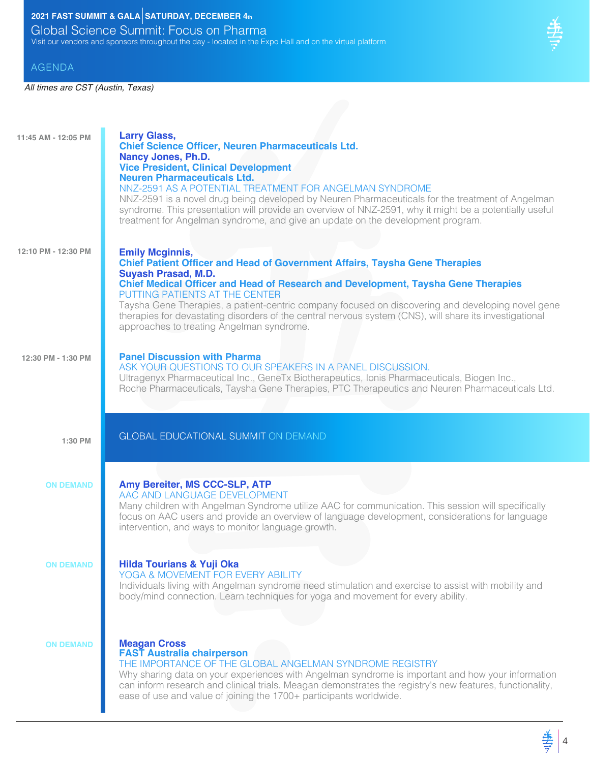**2021 FAST SUMMIT & GALA | SATURDAY, DECEMBER 4th**

# Global Science Summit: Focus on Pharma

Visit our vendors and sponsors throughout the day - located in the Expo Hall and on the virtual platform

## AGENDA

*All times are CST (Austin, Texas)*

**11:45 AM - 12:05 PM**

**Larry Glass,**
**Chief Science Officer, Neuren Pharmaceuticals Ltd.**
**Nancy Jones, Ph.D.**
**Vice President, Clinical Development**
**Neuren Pharmaceuticals Ltd.**

NNZ-2591 AS A POTENTIAL TREATMENT FOR ANGELMAN SYNDROME

NNZ-2591 is a novel drug being developed by Neuren Pharmaceuticals for the treatment of Angelman syndrome. This presentation will provide an overview of NNZ-2591, why it might be a potentially useful treatment for Angelman syndrome, and give an update on the development program.

**12:10 PM - 12:30 PM**

**Emily Mcginnis,**
**Chief Patient Officer and Head of Government Affairs, Taysha Gene Therapies**
**Suyash Prasad, M.D.**
**Chief Medical Officer and Head of Research and Development, Taysha Gene Therapies**

PUTTING PATIENTS AT THE CENTER

Taysha Gene Therapies, a patient-centric company focused on discovering and developing novel gene therapies for devastating disorders of the central nervous system (CNS), will share its investigational approaches to treating Angelman syndrome.

**12:30 PM - 1:30 PM**

**Panel Discussion with Pharma**

ASK YOUR QUESTIONS TO OUR SPEAKERS IN A PANEL DISCUSSION.

Ultragenyx Pharmaceutical Inc., GeneTx Biotherapeutics, Ionis Pharmaceuticals, Biogen Inc., Roche Pharmaceuticals, Taysha Gene Therapies, PTC Therapeutics and Neuren Pharmaceuticals Ltd.

**1:30 PM**

## GLOBAL EDUCATIONAL SUMMIT ON DEMAND

**ON DEMAND**

**Amy Bereiter, MS CCC-SLP, ATP**

AAC AND LANGUAGE DEVELOPMENT

Many children with Angelman Syndrome utilize AAC for communication. This session will specifically focus on AAC users and provide an overview of language development, considerations for language intervention, and ways to monitor language growth.

**ON DEMAND**

**Hilda Tourians & Yuji Oka**

YOGA & MOVEMENT FOR EVERY ABILITY

Individuals living with Angelman syndrome need stimulation and exercise to assist with mobility and body/mind connection. Learn techniques for yoga and movement for every ability.

**ON DEMAND**

**Meagan Cross**
**FAST Australia chairperson**

THE IMPORTANCE OF THE GLOBAL ANGELMAN SYNDROME REGISTRY

Why sharing data on your experiences with Angelman syndrome is important and how your information can inform research and clinical trials. Meagan demonstrates the registry's new features, functionality, ease of use and value of joining the 1700+ participants worldwide.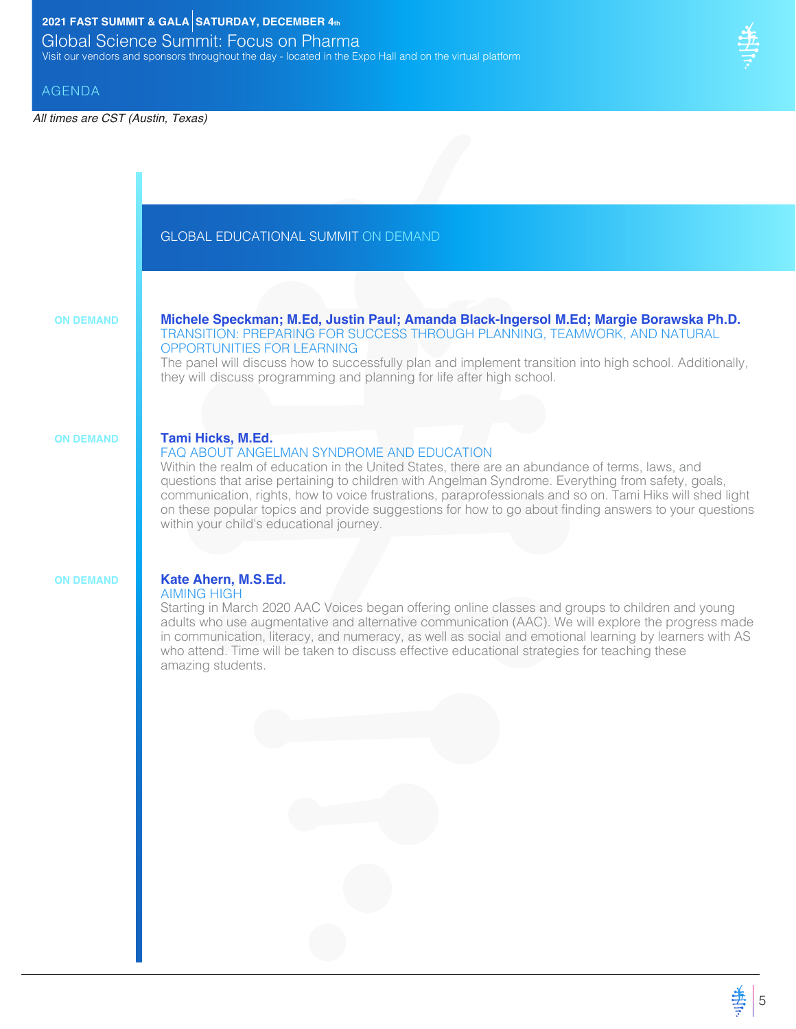**2021 FAST SUMMIT & GALA | SATURDAY, DECEMBER 4th**

# Global Science Summit: Focus on Pharma

Visit our vendors and sponsors throughout the day - located in the Expo Hall and on the virtual platform

## AGENDA

*All times are CST (Austin, Texas)*

### GLOBAL EDUCATIONAL SUMMIT ON DEMAND

**ON DEMAND**

**Michele Speckman; M.Ed, Justin Paul; Amanda Black-Ingersol M.Ed; Margie Borawska Ph.D.**

TRANSITION: PREPARING FOR SUCCESS THROUGH PLANNING, TEAMWORK, AND NATURAL OPPORTUNITIES FOR LEARNING

The panel will discuss how to successfully plan and implement transition into high school. Additionally, they will discuss programming and planning for life after high school.

**ON DEMAND**

**Tami Hicks, M.Ed.**

FAQ ABOUT ANGELMAN SYNDROME AND EDUCATION

Within the realm of education in the United States, there are an abundance of terms, laws, and questions that arise pertaining to children with Angelman Syndrome. Everything from safety, goals, communication, rights, how to voice frustrations, paraprofessionals and so on. Tami Hiks will shed light on these popular topics and provide suggestions for how to go about finding answers to your questions within your child's educational journey.

**ON DEMAND**

**Kate Ahern, M.S.Ed.**

AIMING HIGH

Starting in March 2020 AAC Voices began offering online classes and groups to children and young adults who use augmentative and alternative communication (AAC). We will explore the progress made in communication, literacy, and numeracy, as well as social and emotional learning by learners with AS who attend. Time will be taken to discuss effective educational strategies for teaching these amazing students.